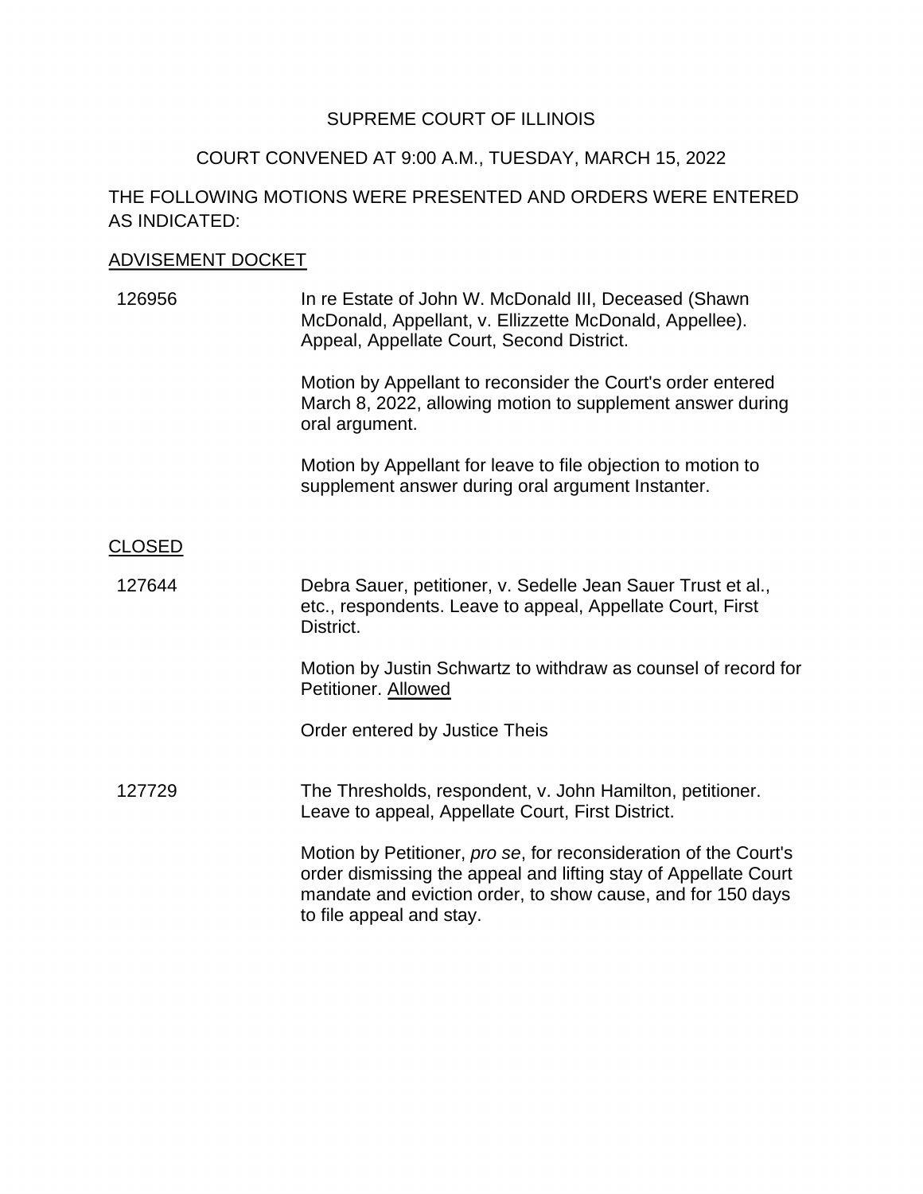SUPREME COURT OF ILLINOIS

COURT CONVENED AT 9:00 A.M., TUESDAY, MARCH 15, 2022

THE FOLLOWING MOTIONS WERE PRESENTED AND ORDERS WERE ENTERED AS INDICATED:

ADVISEMENT DOCKET

126956 — In re Estate of John W. McDonald III, Deceased (Shawn McDonald, Appellant, v. Ellizzette McDonald, Appellee). Appeal, Appellate Court, Second District.

Motion by Appellant to reconsider the Court's order entered March 8, 2022, allowing motion to supplement answer during oral argument.

Motion by Appellant for leave to file objection to motion to supplement answer during oral argument Instanter.

CLOSED

127644 — Debra Sauer, petitioner, v. Sedelle Jean Sauer Trust et al., etc., respondents. Leave to appeal, Appellate Court, First District.

Motion by Justin Schwartz to withdraw as counsel of record for Petitioner. Allowed

Order entered by Justice Theis

127729 — The Thresholds, respondent, v. John Hamilton, petitioner. Leave to appeal, Appellate Court, First District.

Motion by Petitioner, *pro se*, for reconsideration of the Court's order dismissing the appeal and lifting stay of Appellate Court mandate and eviction order, to show cause, and for 150 days to file appeal and stay.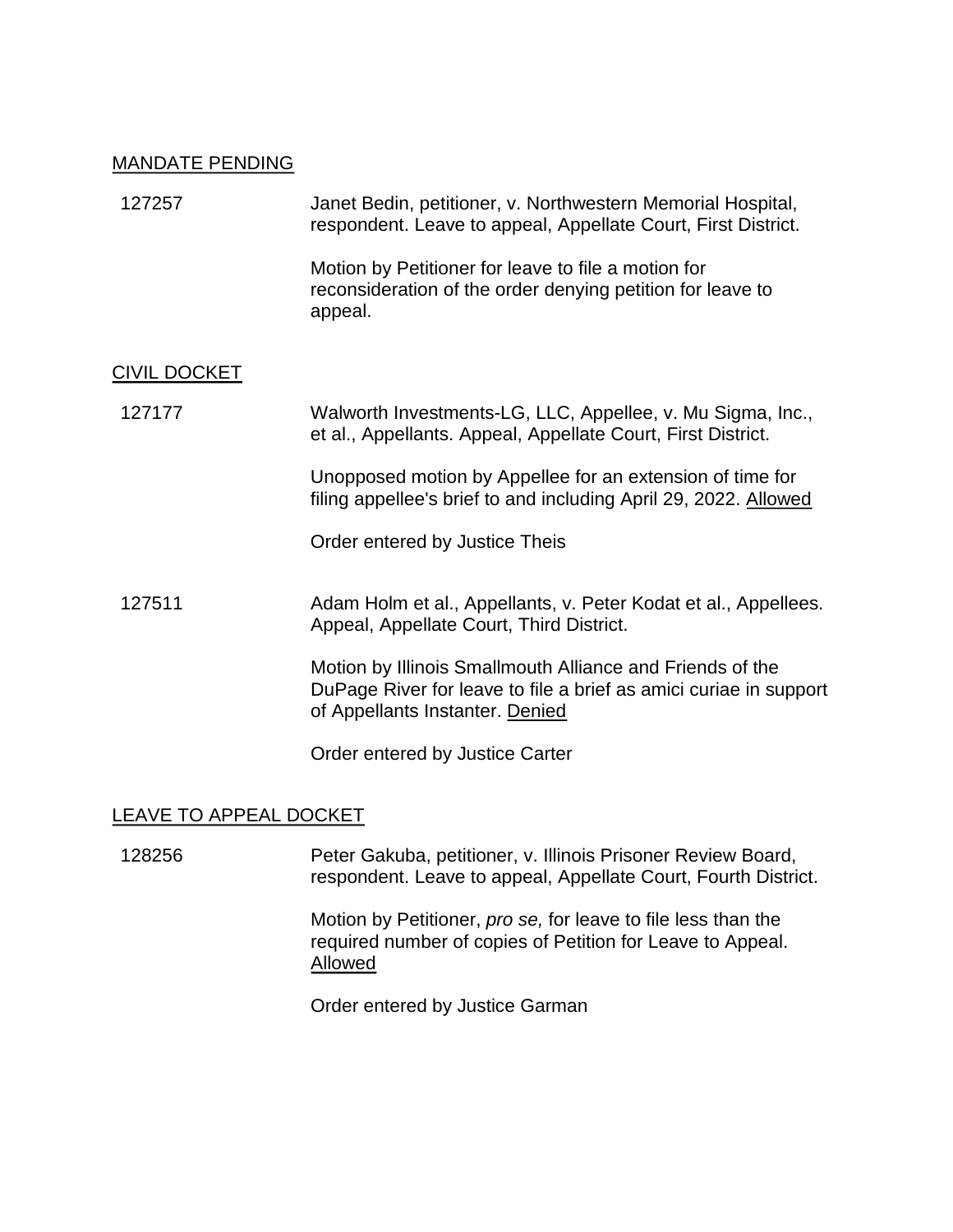<u>MANDATE PENDING</u>

| | |
|---|---|
| 127257 | Janet Bedin, petitioner, v. Northwestern Memorial Hospital, respondent. Leave to appeal, Appellate Court, First District.<br><br>Motion by Petitioner for leave to file a motion for reconsideration of the order denying petition for leave to appeal. |

<u>CIVIL DOCKET</u>

| | |
|---|---|
| 127177 | Walworth Investments-LG, LLC, Appellee, v. Mu Sigma, Inc., et al., Appellants. Appeal, Appellate Court, First District.<br><br>Unopposed motion by Appellee for an extension of time for filing appellee's brief to and including April 29, 2022. <u>Allowed</u><br><br>Order entered by Justice Theis |
| 127511 | Adam Holm et al., Appellants, v. Peter Kodat et al., Appellees. Appeal, Appellate Court, Third District.<br><br>Motion by Illinois Smallmouth Alliance and Friends of the DuPage River for leave to file a brief as amici curiae in support of Appellants Instanter. <u>Denied</u><br><br>Order entered by Justice Carter |

<u>LEAVE TO APPEAL DOCKET</u>

| | |
|---|---|
| 128256 | Peter Gakuba, petitioner, v. Illinois Prisoner Review Board, respondent. Leave to appeal, Appellate Court, Fourth District.<br><br>Motion by Petitioner, *pro se,* for leave to file less than the required number of copies of Petition for Leave to Appeal. <u>Allowed</u><br><br>Order entered by Justice Garman |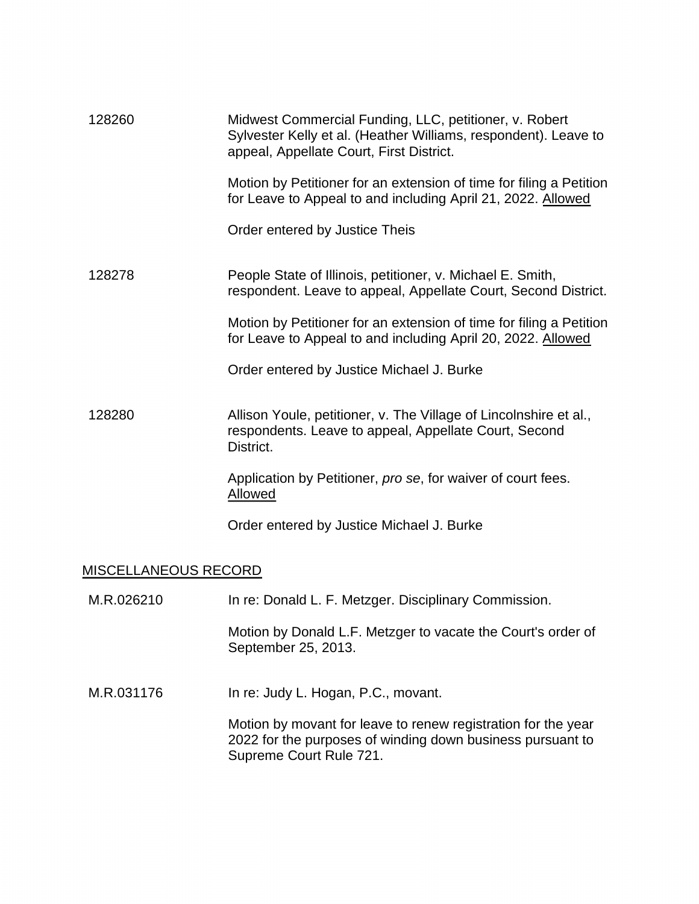128260 — Midwest Commercial Funding, LLC, petitioner, v. Robert Sylvester Kelly et al. (Heather Williams, respondent). Leave to appeal, Appellate Court, First District.

Motion by Petitioner for an extension of time for filing a Petition for Leave to Appeal to and including April 21, 2022. <u>Allowed</u>

Order entered by Justice Theis

128278 — People State of Illinois, petitioner, v. Michael E. Smith, respondent. Leave to appeal, Appellate Court, Second District.

Motion by Petitioner for an extension of time for filing a Petition for Leave to Appeal to and including April 20, 2022. <u>Allowed</u>

Order entered by Justice Michael J. Burke

128280 — Allison Youle, petitioner, v. The Village of Lincolnshire et al., respondents. Leave to appeal, Appellate Court, Second District.

Application by Petitioner, *pro se*, for waiver of court fees. <u>Allowed</u>

Order entered by Justice Michael J. Burke

## MISCELLANEOUS RECORD

M.R.026210 — In re: Donald L. F. Metzger. Disciplinary Commission.

Motion by Donald L.F. Metzger to vacate the Court's order of September 25, 2013.

M.R.031176 — In re: Judy L. Hogan, P.C., movant.

Motion by movant for leave to renew registration for the year 2022 for the purposes of winding down business pursuant to Supreme Court Rule 721.